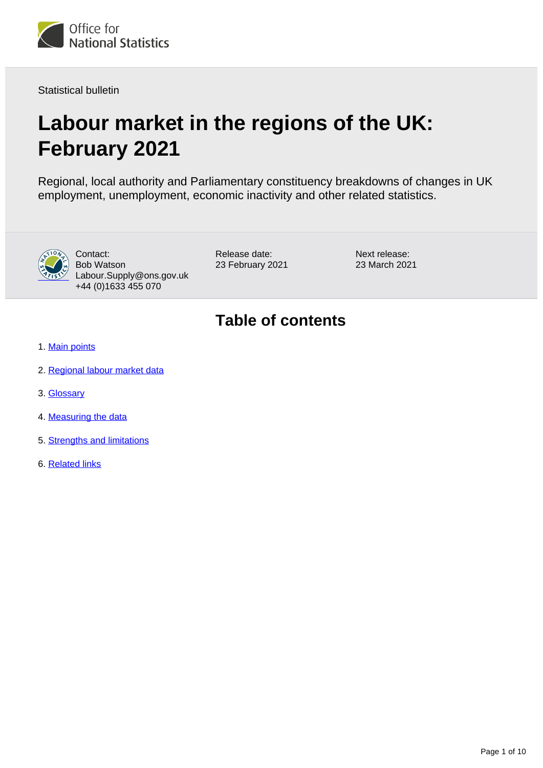Office for National Statistics

Statistical bulletin

# Labour market in the regions of the UK: February 2021

Regional, local authority and Parliamentary constituency breakdowns of changes in UK employment, unemployment, economic inactivity and other related statistics.

Contact:
Bob Watson
Labour.Supply@ons.gov.uk
+44 (0)1633 455 070

Release date:
23 February 2021

Next release:
23 March 2021

## Table of contents

1. Main points
2. Regional labour market data
3. Glossary
4. Measuring the data
5. Strengths and limitations
6. Related links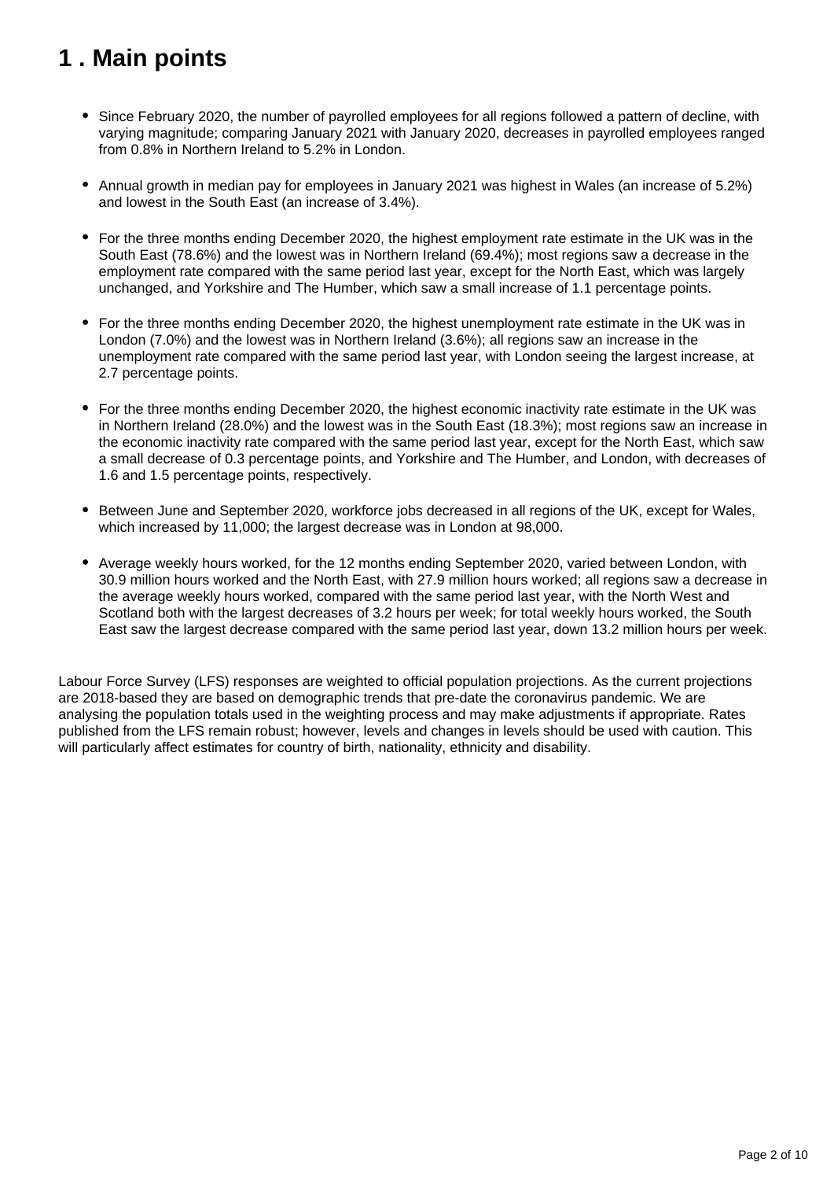# 1 . Main points

- Since February 2020, the number of payrolled employees for all regions followed a pattern of decline, with varying magnitude; comparing January 2021 with January 2020, decreases in payrolled employees ranged from 0.8% in Northern Ireland to 5.2% in London.

- Annual growth in median pay for employees in January 2021 was highest in Wales (an increase of 5.2%) and lowest in the South East (an increase of 3.4%).

- For the three months ending December 2020, the highest employment rate estimate in the UK was in the South East (78.6%) and the lowest was in Northern Ireland (69.4%); most regions saw a decrease in the employment rate compared with the same period last year, except for the North East, which was largely unchanged, and Yorkshire and The Humber, which saw a small increase of 1.1 percentage points.

- For the three months ending December 2020, the highest unemployment rate estimate in the UK was in London (7.0%) and the lowest was in Northern Ireland (3.6%); all regions saw an increase in the unemployment rate compared with the same period last year, with London seeing the largest increase, at 2.7 percentage points.

- For the three months ending December 2020, the highest economic inactivity rate estimate in the UK was in Northern Ireland (28.0%) and the lowest was in the South East (18.3%); most regions saw an increase in the economic inactivity rate compared with the same period last year, except for the North East, which saw a small decrease of 0.3 percentage points, and Yorkshire and The Humber, and London, with decreases of 1.6 and 1.5 percentage points, respectively.

- Between June and September 2020, workforce jobs decreased in all regions of the UK, except for Wales, which increased by 11,000; the largest decrease was in London at 98,000.

- Average weekly hours worked, for the 12 months ending September 2020, varied between London, with 30.9 million hours worked and the North East, with 27.9 million hours worked; all regions saw a decrease in the average weekly hours worked, compared with the same period last year, with the North West and Scotland both with the largest decreases of 3.2 hours per week; for total weekly hours worked, the South East saw the largest decrease compared with the same period last year, down 13.2 million hours per week.

Labour Force Survey (LFS) responses are weighted to official population projections. As the current projections are 2018-based they are based on demographic trends that pre-date the coronavirus pandemic. We are analysing the population totals used in the weighting process and may make adjustments if appropriate. Rates published from the LFS remain robust; however, levels and changes in levels should be used with caution. This will particularly affect estimates for country of birth, nationality, ethnicity and disability.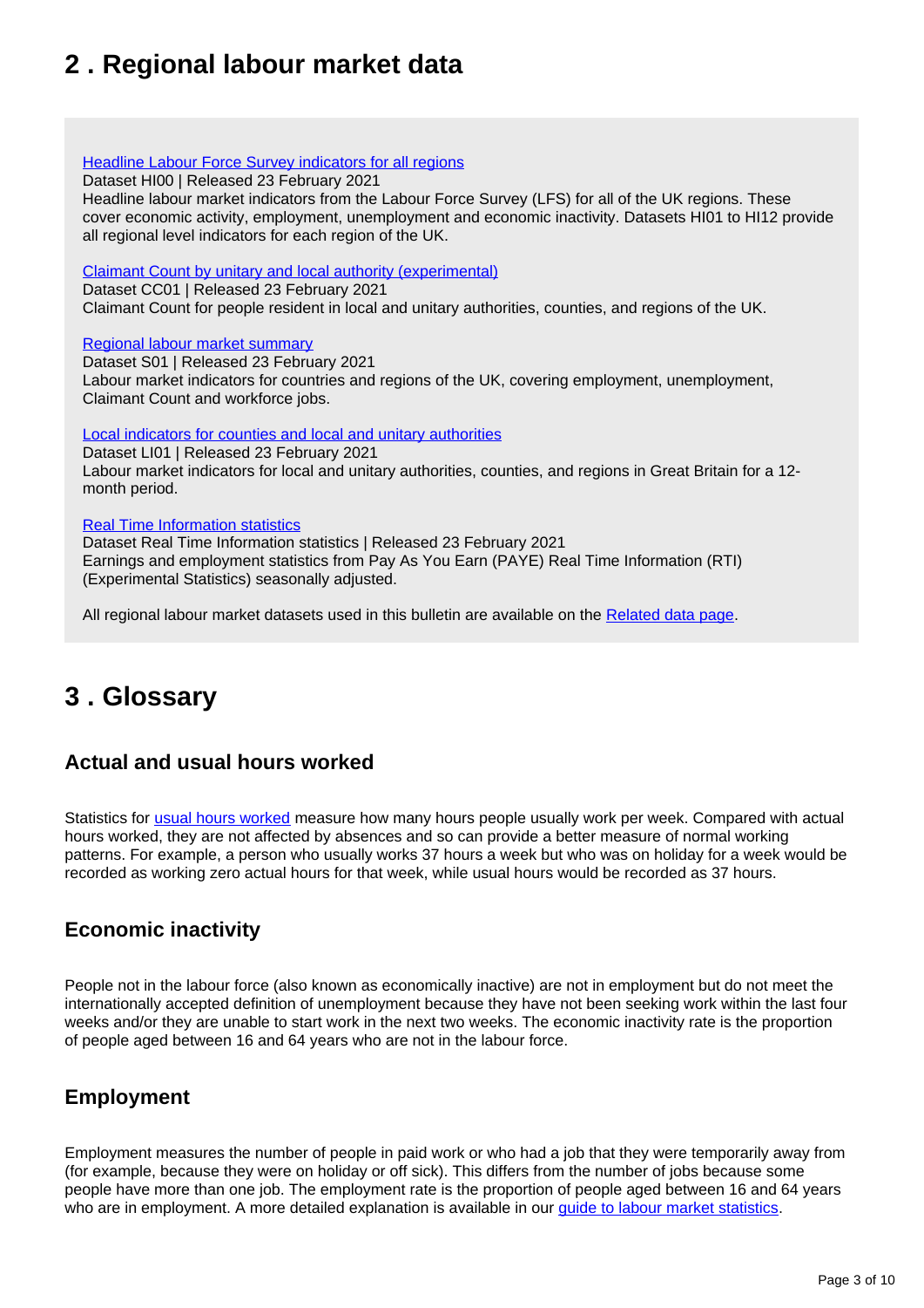## 2 . Regional labour market data

[Headline Labour Force Survey indicators for all regions](#)
Dataset HI00 | Released 23 February 2021
Headline labour market indicators from the Labour Force Survey (LFS) for all of the UK regions. These cover economic activity, employment, unemployment and economic inactivity. Datasets HI01 to HI12 provide all regional level indicators for each region of the UK.

[Claimant Count by unitary and local authority (experimental)](#)
Dataset CC01 | Released 23 February 2021
Claimant Count for people resident in local and unitary authorities, counties, and regions of the UK.

[Regional labour market summary](#)
Dataset S01 | Released 23 February 2021
Labour market indicators for countries and regions of the UK, covering employment, unemployment, Claimant Count and workforce jobs.

[Local indicators for counties and local and unitary authorities](#)
Dataset LI01 | Released 23 February 2021
Labour market indicators for local and unitary authorities, counties, and regions in Great Britain for a 12-month period.

[Real Time Information statistics](#)
Dataset Real Time Information statistics | Released 23 February 2021
Earnings and employment statistics from Pay As You Earn (PAYE) Real Time Information (RTI) (Experimental Statistics) seasonally adjusted.

All regional labour market datasets used in this bulletin are available on the [Related data page](#).

## 3 . Glossary

### Actual and usual hours worked

Statistics for [usual hours worked](#) measure how many hours people usually work per week. Compared with actual hours worked, they are not affected by absences and so can provide a better measure of normal working patterns. For example, a person who usually works 37 hours a week but who was on holiday for a week would be recorded as working zero actual hours for that week, while usual hours would be recorded as 37 hours.

### Economic inactivity

People not in the labour force (also known as economically inactive) are not in employment but do not meet the internationally accepted definition of unemployment because they have not been seeking work within the last four weeks and/or they are unable to start work in the next two weeks. The economic inactivity rate is the proportion of people aged between 16 and 64 years who are not in the labour force.

### Employment

Employment measures the number of people in paid work or who had a job that they were temporarily away from (for example, because they were on holiday or off sick). This differs from the number of jobs because some people have more than one job. The employment rate is the proportion of people aged between 16 and 64 years who are in employment. A more detailed explanation is available in our [guide to labour market statistics](#).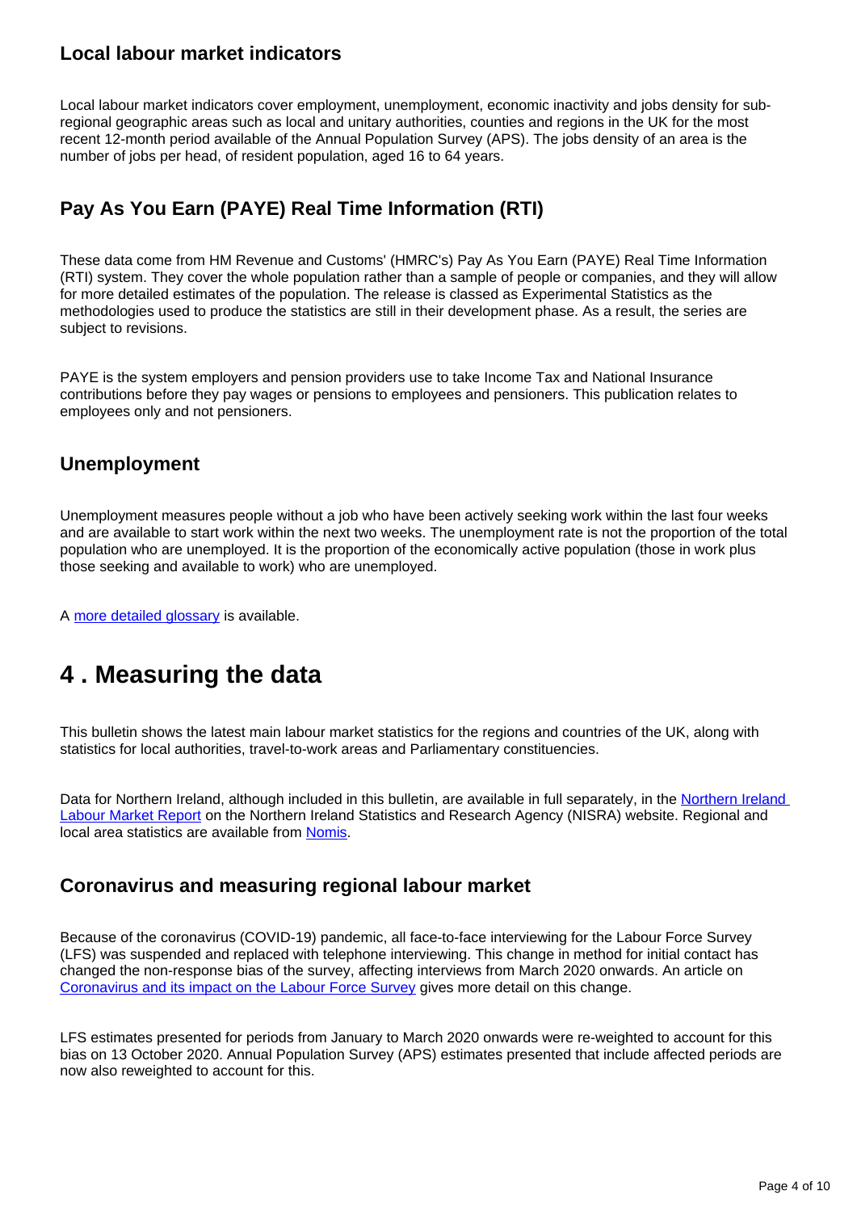### Local labour market indicators

Local labour market indicators cover employment, unemployment, economic inactivity and jobs density for sub-regional geographic areas such as local and unitary authorities, counties and regions in the UK for the most recent 12-month period available of the Annual Population Survey (APS). The jobs density of an area is the number of jobs per head, of resident population, aged 16 to 64 years.

### Pay As You Earn (PAYE) Real Time Information (RTI)

These data come from HM Revenue and Customs' (HMRC's) Pay As You Earn (PAYE) Real Time Information (RTI) system. They cover the whole population rather than a sample of people or companies, and they will allow for more detailed estimates of the population. The release is classed as Experimental Statistics as the methodologies used to produce the statistics are still in their development phase. As a result, the series are subject to revisions.

PAYE is the system employers and pension providers use to take Income Tax and National Insurance contributions before they pay wages or pensions to employees and pensioners. This publication relates to employees only and not pensioners.

### Unemployment

Unemployment measures people without a job who have been actively seeking work within the last four weeks and are available to start work within the next two weeks. The unemployment rate is not the proportion of the total population who are unemployed. It is the proportion of the economically active population (those in work plus those seeking and available to work) who are unemployed.

A [more detailed glossary](#) is available.

## 4 . Measuring the data

This bulletin shows the latest main labour market statistics for the regions and countries of the UK, along with statistics for local authorities, travel-to-work areas and Parliamentary constituencies.

Data for Northern Ireland, although included in this bulletin, are available in full separately, in the [Northern Ireland Labour Market Report](#) on the Northern Ireland Statistics and Research Agency (NISRA) website. Regional and local area statistics are available from [Nomis](#).

### Coronavirus and measuring regional labour market

Because of the coronavirus (COVID-19) pandemic, all face-to-face interviewing for the Labour Force Survey (LFS) was suspended and replaced with telephone interviewing. This change in method for initial contact has changed the non-response bias of the survey, affecting interviews from March 2020 onwards. An article on [Coronavirus and its impact on the Labour Force Survey](#) gives more detail on this change.

LFS estimates presented for periods from January to March 2020 onwards were re-weighted to account for this bias on 13 October 2020. Annual Population Survey (APS) estimates presented that include affected periods are now also reweighted to account for this.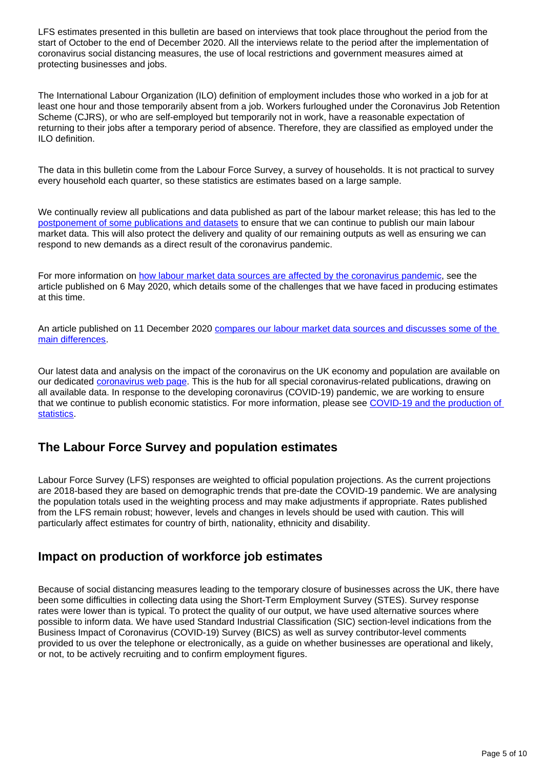LFS estimates presented in this bulletin are based on interviews that took place throughout the period from the start of October to the end of December 2020. All the interviews relate to the period after the implementation of coronavirus social distancing measures, the use of local restrictions and government measures aimed at protecting businesses and jobs.

The International Labour Organization (ILO) definition of employment includes those who worked in a job for at least one hour and those temporarily absent from a job. Workers furloughed under the Coronavirus Job Retention Scheme (CJRS), or who are self-employed but temporarily not in work, have a reasonable expectation of returning to their jobs after a temporary period of absence. Therefore, they are classified as employed under the ILO definition.

The data in this bulletin come from the Labour Force Survey, a survey of households. It is not practical to survey every household each quarter, so these statistics are estimates based on a large sample.

We continually review all publications and data published as part of the labour market release; this has led to the postponement of some publications and datasets to ensure that we can continue to publish our main labour market data. This will also protect the delivery and quality of our remaining outputs as well as ensuring we can respond to new demands as a direct result of the coronavirus pandemic.

For more information on how labour market data sources are affected by the coronavirus pandemic, see the article published on 6 May 2020, which details some of the challenges that we have faced in producing estimates at this time.

An article published on 11 December 2020 compares our labour market data sources and discusses some of the main differences.

Our latest data and analysis on the impact of the coronavirus on the UK economy and population are available on our dedicated coronavirus web page. This is the hub for all special coronavirus-related publications, drawing on all available data. In response to the developing coronavirus (COVID-19) pandemic, we are working to ensure that we continue to publish economic statistics. For more information, please see COVID-19 and the production of statistics.

## The Labour Force Survey and population estimates

Labour Force Survey (LFS) responses are weighted to official population projections. As the current projections are 2018-based they are based on demographic trends that pre-date the COVID-19 pandemic. We are analysing the population totals used in the weighting process and may make adjustments if appropriate. Rates published from the LFS remain robust; however, levels and changes in levels should be used with caution. This will particularly affect estimates for country of birth, nationality, ethnicity and disability.

## Impact on production of workforce job estimates

Because of social distancing measures leading to the temporary closure of businesses across the UK, there have been some difficulties in collecting data using the Short-Term Employment Survey (STES). Survey response rates were lower than is typical. To protect the quality of our output, we have used alternative sources where possible to inform data. We have used Standard Industrial Classification (SIC) section-level indications from the Business Impact of Coronavirus (COVID-19) Survey (BICS) as well as survey contributor-level comments provided to us over the telephone or electronically, as a guide on whether businesses are operational and likely, or not, to be actively recruiting and to confirm employment figures.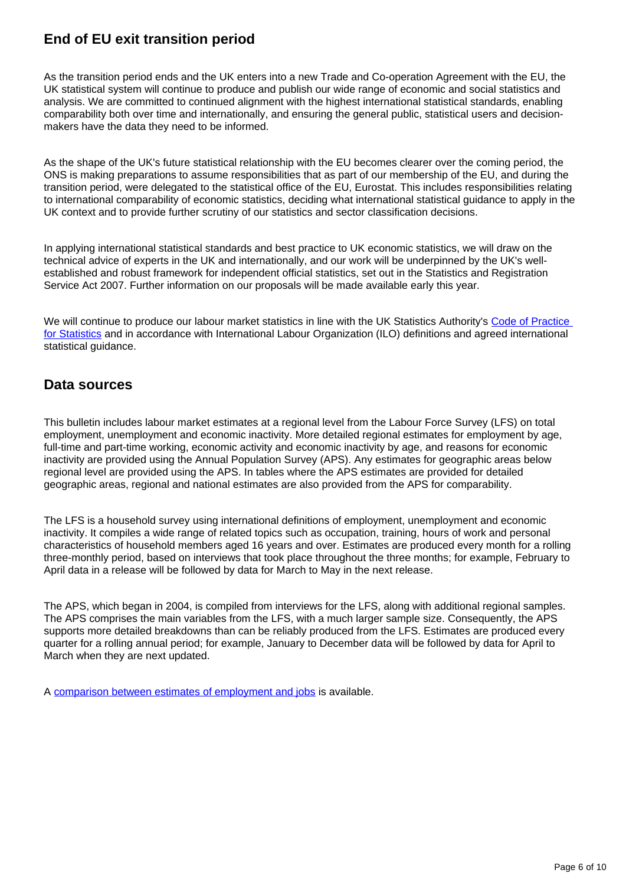## End of EU exit transition period

As the transition period ends and the UK enters into a new Trade and Co-operation Agreement with the EU, the UK statistical system will continue to produce and publish our wide range of economic and social statistics and analysis. We are committed to continued alignment with the highest international statistical standards, enabling comparability both over time and internationally, and ensuring the general public, statistical users and decision-makers have the data they need to be informed.

As the shape of the UK's future statistical relationship with the EU becomes clearer over the coming period, the ONS is making preparations to assume responsibilities that as part of our membership of the EU, and during the transition period, were delegated to the statistical office of the EU, Eurostat. This includes responsibilities relating to international comparability of economic statistics, deciding what international statistical guidance to apply in the UK context and to provide further scrutiny of our statistics and sector classification decisions.

In applying international statistical standards and best practice to UK economic statistics, we will draw on the technical advice of experts in the UK and internationally, and our work will be underpinned by the UK's well-established and robust framework for independent official statistics, set out in the Statistics and Registration Service Act 2007. Further information on our proposals will be made available early this year.

We will continue to produce our labour market statistics in line with the UK Statistics Authority's Code of Practice for Statistics and in accordance with International Labour Organization (ILO) definitions and agreed international statistical guidance.

## Data sources

This bulletin includes labour market estimates at a regional level from the Labour Force Survey (LFS) on total employment, unemployment and economic inactivity. More detailed regional estimates for employment by age, full-time and part-time working, economic activity and economic inactivity by age, and reasons for economic inactivity are provided using the Annual Population Survey (APS). Any estimates for geographic areas below regional level are provided using the APS. In tables where the APS estimates are provided for detailed geographic areas, regional and national estimates are also provided from the APS for comparability.

The LFS is a household survey using international definitions of employment, unemployment and economic inactivity. It compiles a wide range of related topics such as occupation, training, hours of work and personal characteristics of household members aged 16 years and over. Estimates are produced every month for a rolling three-monthly period, based on interviews that took place throughout the three months; for example, February to April data in a release will be followed by data for March to May in the next release.

The APS, which began in 2004, is compiled from interviews for the LFS, along with additional regional samples. The APS comprises the main variables from the LFS, with a much larger sample size. Consequently, the APS supports more detailed breakdowns than can be reliably produced from the LFS. Estimates are produced every quarter for a rolling annual period; for example, January to December data will be followed by data for April to March when they are next updated.

A comparison between estimates of employment and jobs is available.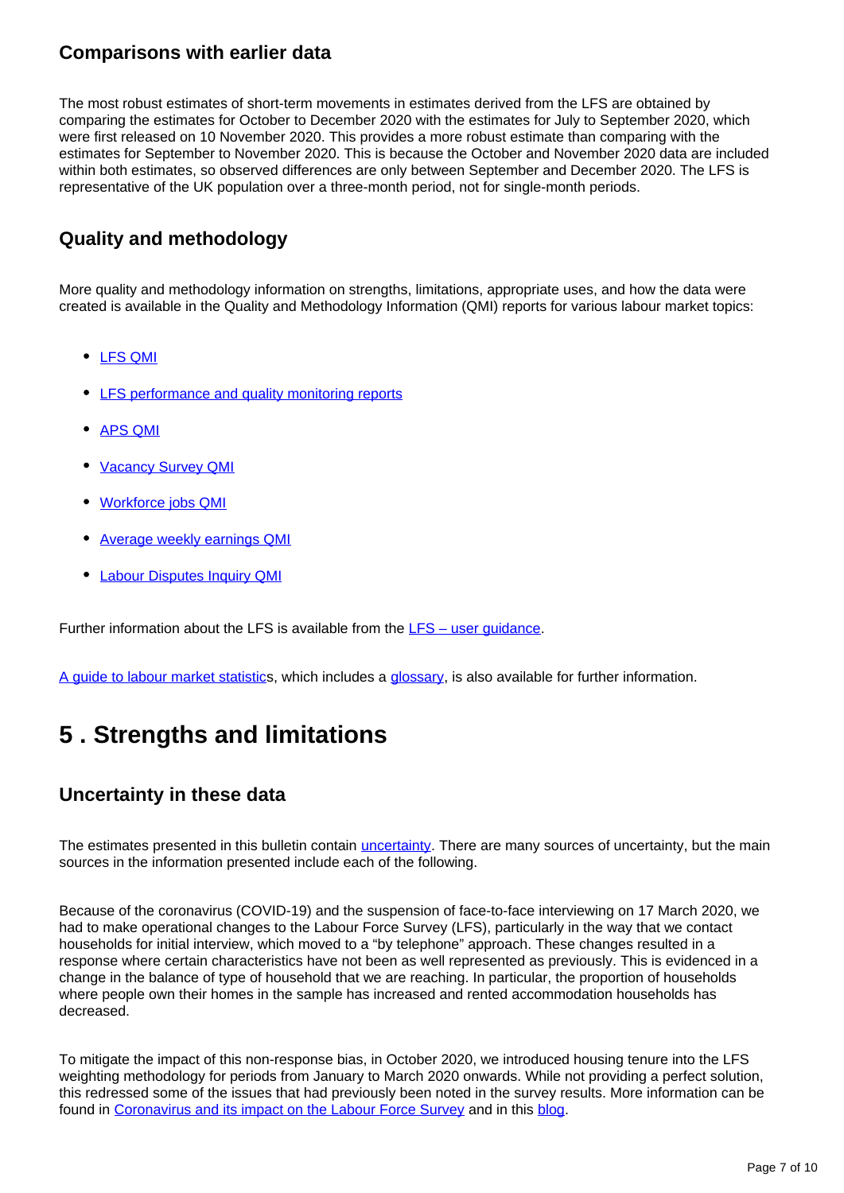### Comparisons with earlier data

The most robust estimates of short-term movements in estimates derived from the LFS are obtained by comparing the estimates for October to December 2020 with the estimates for July to September 2020, which were first released on 10 November 2020. This provides a more robust estimate than comparing with the estimates for September to November 2020. This is because the October and November 2020 data are included within both estimates, so observed differences are only between September and December 2020. The LFS is representative of the UK population over a three-month period, not for single-month periods.

### Quality and methodology

More quality and methodology information on strengths, limitations, appropriate uses, and how the data were created is available in the Quality and Methodology Information (QMI) reports for various labour market topics:

- LFS QMI
- LFS performance and quality monitoring reports
- APS QMI
- Vacancy Survey QMI
- Workforce jobs QMI
- Average weekly earnings QMI
- Labour Disputes Inquiry QMI

Further information about the LFS is available from the LFS – user guidance.

A guide to labour market statistics, which includes a glossary, is also available for further information.

## 5 . Strengths and limitations

### Uncertainty in these data

The estimates presented in this bulletin contain uncertainty. There are many sources of uncertainty, but the main sources in the information presented include each of the following.

Because of the coronavirus (COVID-19) and the suspension of face-to-face interviewing on 17 March 2020, we had to make operational changes to the Labour Force Survey (LFS), particularly in the way that we contact households for initial interview, which moved to a "by telephone" approach. These changes resulted in a response where certain characteristics have not been as well represented as previously. This is evidenced in a change in the balance of type of household that we are reaching. In particular, the proportion of households where people own their homes in the sample has increased and rented accommodation households has decreased.

To mitigate the impact of this non-response bias, in October 2020, we introduced housing tenure into the LFS weighting methodology for periods from January to March 2020 onwards. While not providing a perfect solution, this redressed some of the issues that had previously been noted in the survey results. More information can be found in Coronavirus and its impact on the Labour Force Survey and in this blog.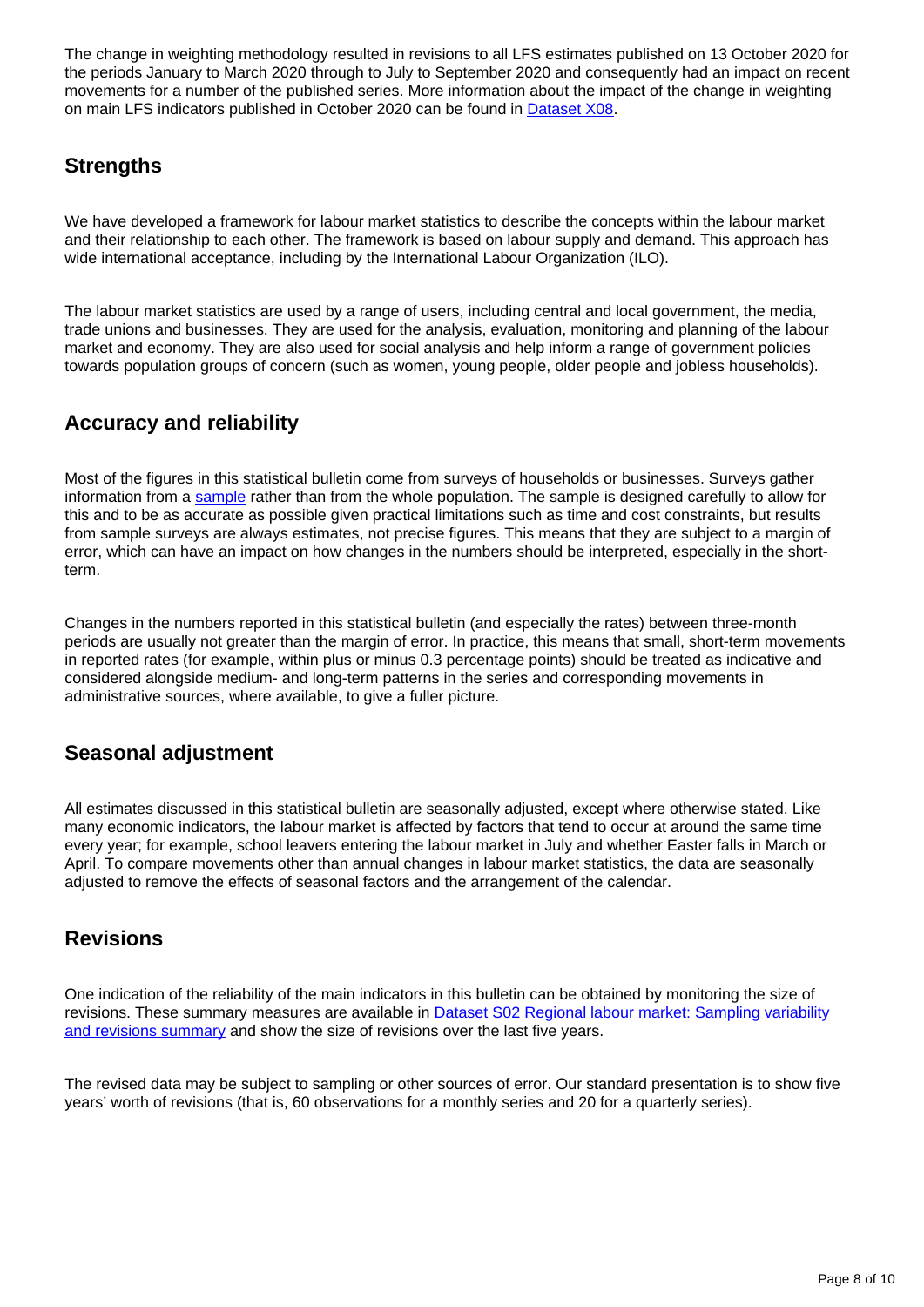The change in weighting methodology resulted in revisions to all LFS estimates published on 13 October 2020 for the periods January to March 2020 through to July to September 2020 and consequently had an impact on recent movements for a number of the published series. More information about the impact of the change in weighting on main LFS indicators published in October 2020 can be found in [Dataset X08](#).

## Strengths

We have developed a framework for labour market statistics to describe the concepts within the labour market and their relationship to each other. The framework is based on labour supply and demand. This approach has wide international acceptance, including by the International Labour Organization (ILO).

The labour market statistics are used by a range of users, including central and local government, the media, trade unions and businesses. They are used for the analysis, evaluation, monitoring and planning of the labour market and economy. They are also used for social analysis and help inform a range of government policies towards population groups of concern (such as women, young people, older people and jobless households).

## Accuracy and reliability

Most of the figures in this statistical bulletin come from surveys of households or businesses. Surveys gather information from a [sample](#) rather than from the whole population. The sample is designed carefully to allow for this and to be as accurate as possible given practical limitations such as time and cost constraints, but results from sample surveys are always estimates, not precise figures. This means that they are subject to a margin of error, which can have an impact on how changes in the numbers should be interpreted, especially in the short-term.

Changes in the numbers reported in this statistical bulletin (and especially the rates) between three-month periods are usually not greater than the margin of error. In practice, this means that small, short-term movements in reported rates (for example, within plus or minus 0.3 percentage points) should be treated as indicative and considered alongside medium- and long-term patterns in the series and corresponding movements in administrative sources, where available, to give a fuller picture.

## Seasonal adjustment

All estimates discussed in this statistical bulletin are seasonally adjusted, except where otherwise stated. Like many economic indicators, the labour market is affected by factors that tend to occur at around the same time every year; for example, school leavers entering the labour market in July and whether Easter falls in March or April. To compare movements other than annual changes in labour market statistics, the data are seasonally adjusted to remove the effects of seasonal factors and the arrangement of the calendar.

## Revisions

One indication of the reliability of the main indicators in this bulletin can be obtained by monitoring the size of revisions. These summary measures are available in [Dataset S02 Regional labour market: Sampling variability and revisions summary](#) and show the size of revisions over the last five years.

The revised data may be subject to sampling or other sources of error. Our standard presentation is to show five years' worth of revisions (that is, 60 observations for a monthly series and 20 for a quarterly series).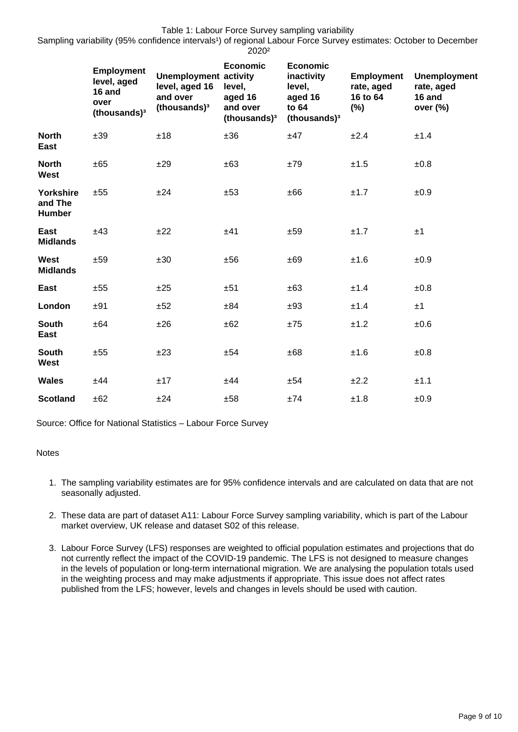Table 1: Labour Force Survey sampling variability

Sampling variability (95% confidence intervals[1]) of regional Labour Force Survey estimates: October to December 2020[2]

| | Employment level, aged 16 and over (thousands)[3] | Unemployment level, aged 16 and over (thousands)[3] | Economic activity level, aged 16 and over (thousands)[3] | Economic inactivity level, aged 16 to 64 (thousands)[3] | Employment rate, aged 16 to 64 (%) | Unemployment rate, aged 16 and over (%) |
|---|---|---|---|---|---|---|
| **North East** | ±39 | ±18 | ±36 | ±47 | ±2.4 | ±1.4 |
| **North West** | ±65 | ±29 | ±63 | ±79 | ±1.5 | ±0.8 |
| **Yorkshire and The Humber** | ±55 | ±24 | ±53 | ±66 | ±1.7 | ±0.9 |
| **East Midlands** | ±43 | ±22 | ±41 | ±59 | ±1.7 | ±1 |
| **West Midlands** | ±59 | ±30 | ±56 | ±69 | ±1.6 | ±0.9 |
| **East** | ±55 | ±25 | ±51 | ±63 | ±1.4 | ±0.8 |
| **London** | ±91 | ±52 | ±84 | ±93 | ±1.4 | ±1 |
| **South East** | ±64 | ±26 | ±62 | ±75 | ±1.2 | ±0.6 |
| **South West** | ±55 | ±23 | ±54 | ±68 | ±1.6 | ±0.8 |
| **Wales** | ±44 | ±17 | ±44 | ±54 | ±2.2 | ±1.1 |
| **Scotland** | ±62 | ±24 | ±58 | ±74 | ±1.8 | ±0.9 |

Source: Office for National Statistics – Labour Force Survey

Notes

1. The sampling variability estimates are for 95% confidence intervals and are calculated on data that are not seasonally adjusted.
2. These data are part of dataset A11: Labour Force Survey sampling variability, which is part of the Labour market overview, UK release and dataset S02 of this release.
3. Labour Force Survey (LFS) responses are weighted to official population estimates and projections that do not currently reflect the impact of the COVID-19 pandemic. The LFS is not designed to measure changes in the levels of population or long-term international migration. We are analysing the population totals used in the weighting process and may make adjustments if appropriate. This issue does not affect rates published from the LFS; however, levels and changes in levels should be used with caution.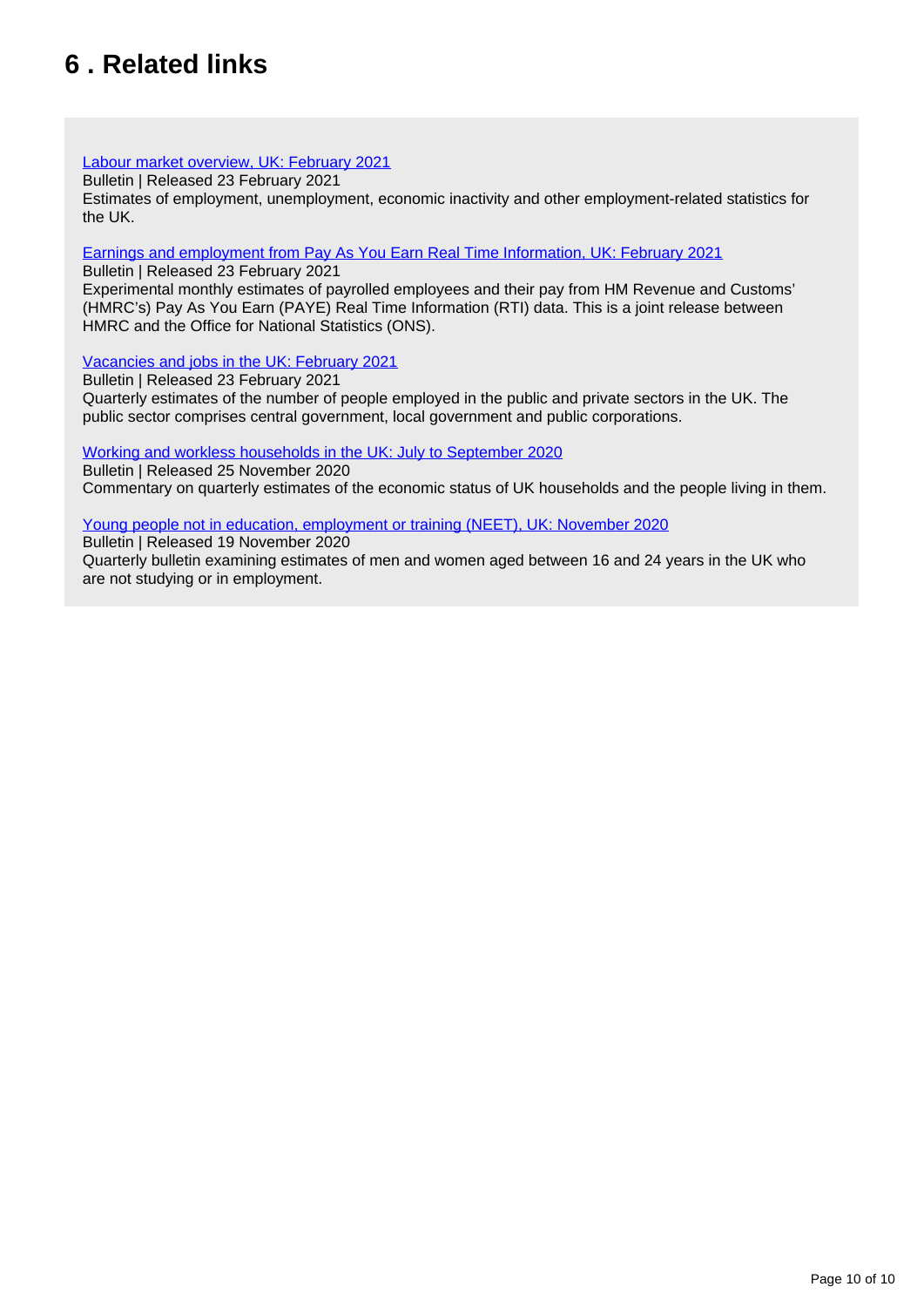## 6 . Related links

[Labour market overview, UK: February 2021]
Bulletin | Released 23 February 2021
Estimates of employment, unemployment, economic inactivity and other employment-related statistics for the UK.

[Earnings and employment from Pay As You Earn Real Time Information, UK: February 2021]
Bulletin | Released 23 February 2021
Experimental monthly estimates of payrolled employees and their pay from HM Revenue and Customs' (HMRC's) Pay As You Earn (PAYE) Real Time Information (RTI) data. This is a joint release between HMRC and the Office for National Statistics (ONS).

[Vacancies and jobs in the UK: February 2021]
Bulletin | Released 23 February 2021
Quarterly estimates of the number of people employed in the public and private sectors in the UK. The public sector comprises central government, local government and public corporations.

[Working and workless households in the UK: July to September 2020]
Bulletin | Released 25 November 2020
Commentary on quarterly estimates of the economic status of UK households and the people living in them.

[Young people not in education, employment or training (NEET), UK: November 2020]
Bulletin | Released 19 November 2020
Quarterly bulletin examining estimates of men and women aged between 16 and 24 years in the UK who are not studying or in employment.